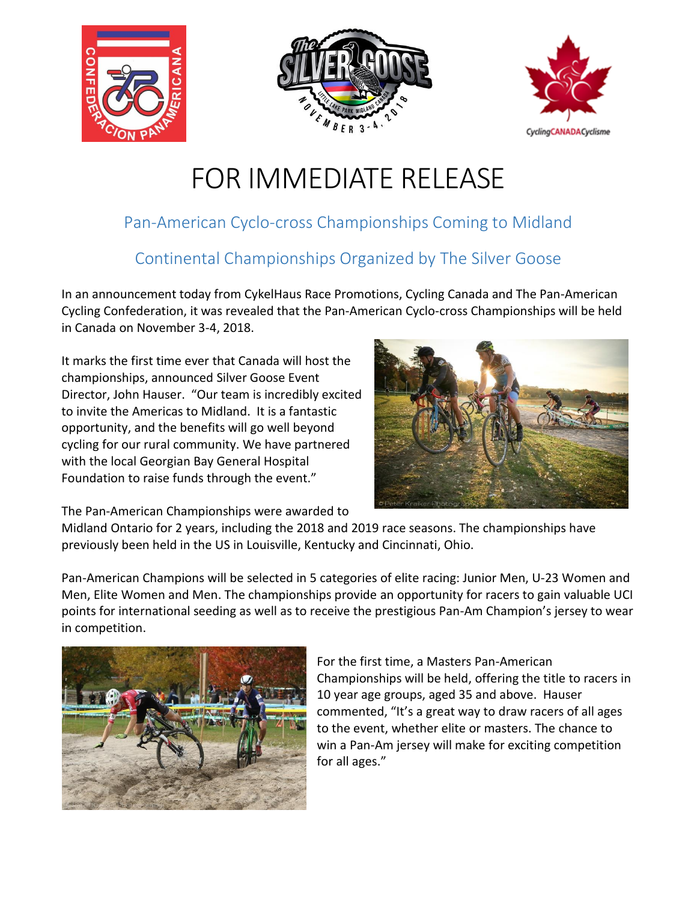# FOR IMMEDIATE RELEASE

## Pan-American Cyclo-cross Championships Coming to Midland

## Continental Championships Organized by The Silver Goose

In an announcement today from CykelHaus Race Promotions, Cycling Canada and The Pan-American Cycling Confederation, it was revealed that the Pan-American Cyclo-cross Championships will be held in Canada on November 3-4, 2018.

It marks the first time ever that Canada will host the championships, announced Silver Goose Event Director, John Hauser. "Our team is incredibly excited to invite the Americas to Midland. It is a fantastic opportunity, and the benefits will go well beyond cycling for our rural community. We have partnered with the local Georgian Bay General Hospital Foundation to raise funds through the event."

The Pan-American Championships were awarded to Midland Ontario for 2 years, including the 2018 and 2019 race seasons. The championships have previously been held in the US in Louisville, Kentucky and Cincinnati, Ohio.

Pan-American Champions will be selected in 5 categories of elite racing: Junior Men, U-23 Women and Men, Elite Women and Men. The championships provide an opportunity for racers to gain valuable UCI points for international seeding as well as to receive the prestigious Pan-Am Champion's jersey to wear in competition.

For the first time, a Masters Pan-American Championships will be held, offering the title to racers in 10 year age groups, aged 35 and above. Hauser commented, "It's a great way to draw racers of all ages to the event, whether elite or masters. The chance to win a Pan-Am jersey will make for exciting competition for all ages."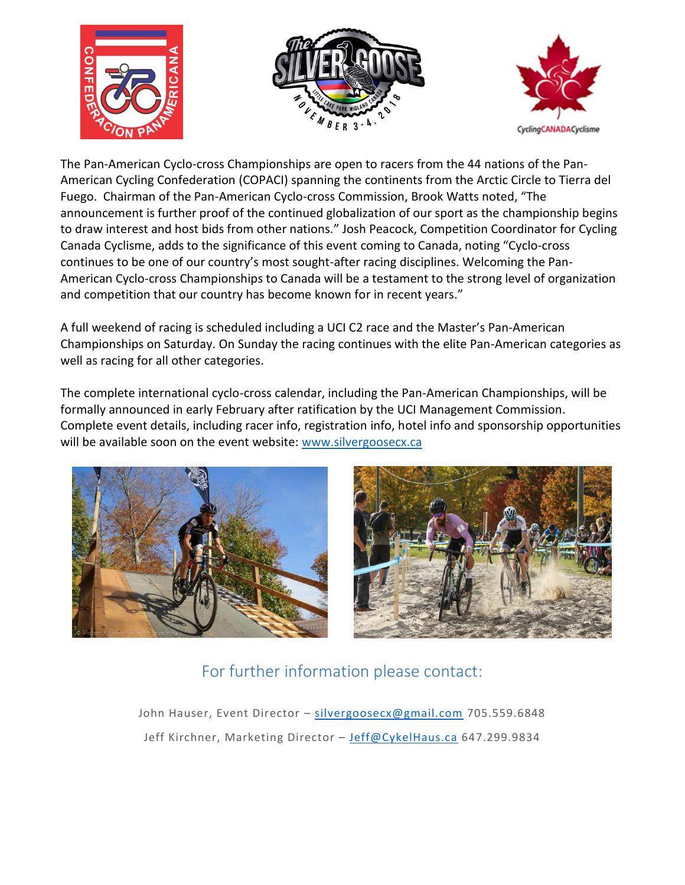The Pan-American Cyclo-cross Championships are open to racers from the 44 nations of the Pan-American Cycling Confederation (COPACI) spanning the continents from the Arctic Circle to Tierra del Fuego. Chairman of the Pan-American Cyclo-cross Commission, Brook Watts noted, "The announcement is further proof of the continued globalization of our sport as the championship begins to draw interest and host bids from other nations." Josh Peacock, Competition Coordinator for Cycling Canada Cyclisme, adds to the significance of this event coming to Canada, noting "Cyclo-cross continues to be one of our country's most sought-after racing disciplines. Welcoming the Pan-American Cyclo-cross Championships to Canada will be a testament to the strong level of organization and competition that our country has become known for in recent years."

A full weekend of racing is scheduled including a UCI C2 race and the Master's Pan-American Championships on Saturday. On Sunday the racing continues with the elite Pan-American categories as well as racing for all other categories.

The complete international cyclo-cross calendar, including the Pan-American Championships, will be formally announced in early February after ratification by the UCI Management Commission. Complete event details, including racer info, registration info, hotel info and sponsorship opportunities will be available soon on the event website: [www.silvergoosecx.ca](http://www.silvergoosecx.ca)

## For further information please contact:

John Hauser, Event Director – [silvergoosecx@gmail.com](mailto:silvergoosecx@gmail.com) 705.559.6848

Jeff Kirchner, Marketing Director – [Jeff@CykelHaus.ca](mailto:Jeff@CykelHaus.ca) 647.299.9834